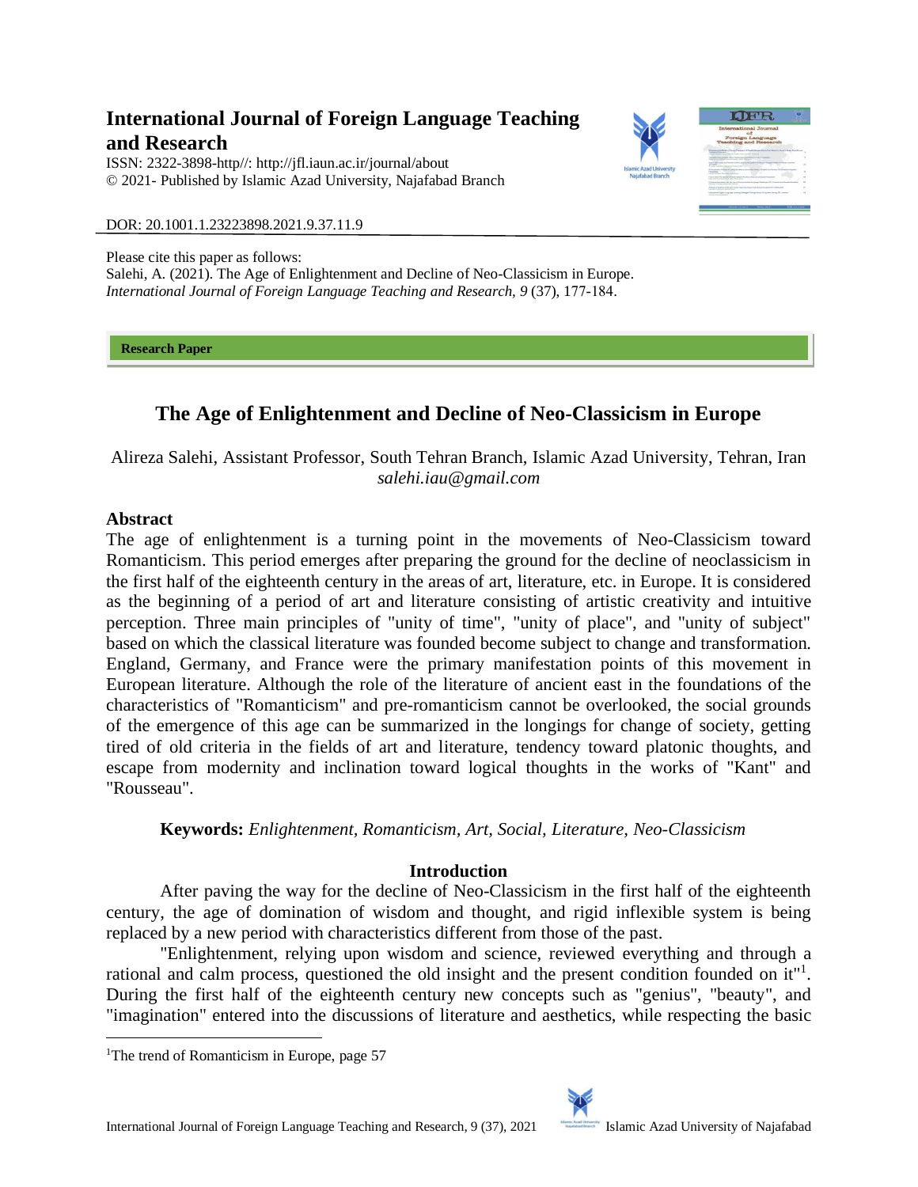**International Journal of Foreign Language Teaching and Research**

ISSN: 2322-3898-http//: http://jfl.iaun.ac.ir/journal/about
© 2021- Published by Islamic Azad University, Najafabad Branch

DOR: 20.1001.1.23223898.2021.9.37.11.9

Please cite this paper as follows:
Salehi, A. (2021). The Age of Enlightenment and Decline of Neo-Classicism in Europe. *International Journal of Foreign Language Teaching and Research, 9* (37), 177-184.

**Research Paper**

# The Age of Enlightenment and Decline of Neo-Classicism in Europe

Alireza Salehi, Assistant Professor, South Tehran Branch, Islamic Azad University, Tehran, Iran
*salehi.iau@gmail.com*

## Abstract

The age of enlightenment is a turning point in the movements of Neo-Classicism toward Romanticism. This period emerges after preparing the ground for the decline of neoclassicism in the first half of the eighteenth century in the areas of art, literature, etc. in Europe. It is considered as the beginning of a period of art and literature consisting of artistic creativity and intuitive perception. Three main principles of "unity of time", "unity of place", and "unity of subject" based on which the classical literature was founded become subject to change and transformation. England, Germany, and France were the primary manifestation points of this movement in European literature. Although the role of the literature of ancient east in the foundations of the characteristics of "Romanticism" and pre-romanticism cannot be overlooked, the social grounds of the emergence of this age can be summarized in the longings for change of society, getting tired of old criteria in the fields of art and literature, tendency toward platonic thoughts, and escape from modernity and inclination toward logical thoughts in the works of "Kant" and "Rousseau".

**Keywords:** *Enlightenment, Romanticism, Art, Social, Literature, Neo-Classicism*

## Introduction

After paving the way for the decline of Neo-Classicism in the first half of the eighteenth century, the age of domination of wisdom and thought, and rigid inflexible system is being replaced by a new period with characteristics different from those of the past.

"Enlightenment, relying upon wisdom and science, reviewed everything and through a rational and calm process, questioned the old insight and the present condition founded on it"[1]. During the first half of the eighteenth century new concepts such as "genius", "beauty", and "imagination" entered into the discussions of literature and aesthetics, while respecting the basic

[1]The trend of Romanticism in Europe, page 57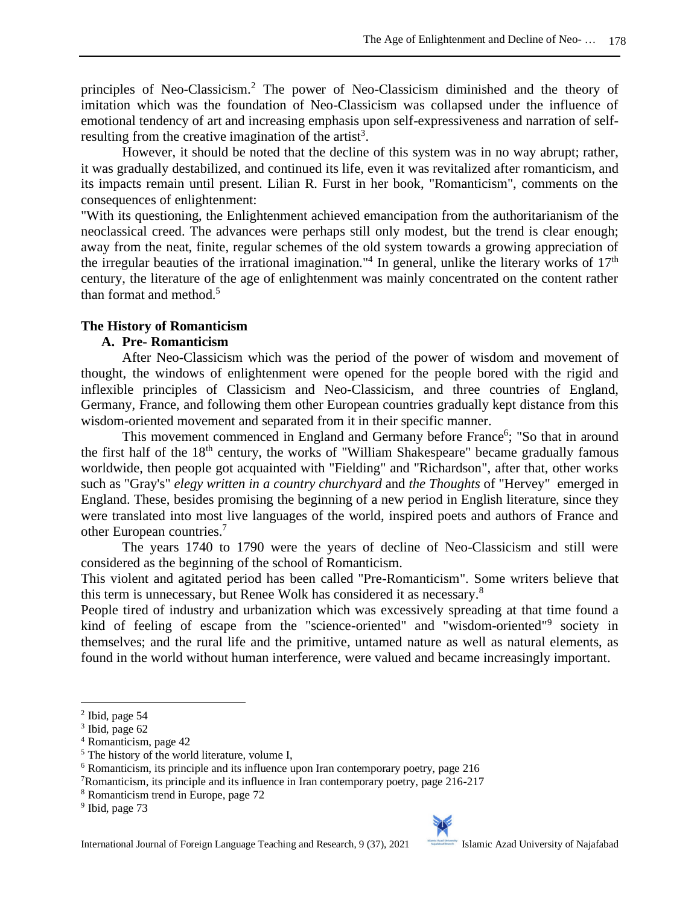principles of Neo-Classicism.[2] The power of Neo-Classicism diminished and the theory of imitation which was the foundation of Neo-Classicism was collapsed under the influence of emotional tendency of art and increasing emphasis upon self-expressiveness and narration of self-resulting from the creative imagination of the artist[3].

However, it should be noted that the decline of this system was in no way abrupt; rather, it was gradually destabilized, and continued its life, even it was revitalized after romanticism, and its impacts remain until present. Lilian R. Furst in her book, "Romanticism", comments on the consequences of enlightenment:

"With its questioning, the Enlightenment achieved emancipation from the authoritarianism of the neoclassical creed. The advances were perhaps still only modest, but the trend is clear enough; away from the neat, finite, regular schemes of the old system towards a growing appreciation of the irregular beauties of the irrational imagination."[4] In general, unlike the literary works of 17th century, the literature of the age of enlightenment was mainly concentrated on the content rather than format and method.[5]

## The History of Romanticism

### A. Pre- Romanticism

After Neo-Classicism which was the period of the power of wisdom and movement of thought, the windows of enlightenment were opened for the people bored with the rigid and inflexible principles of Classicism and Neo-Classicism, and three countries of England, Germany, France, and following them other European countries gradually kept distance from this wisdom-oriented movement and separated from it in their specific manner.

This movement commenced in England and Germany before France[6]; "So that in around the first half of the 18th century, the works of "William Shakespeare" became gradually famous worldwide, then people got acquainted with "Fielding" and "Richardson", after that, other works such as "Gray's" *elegy written in a country churchyard* and *the Thoughts* of "Hervey" emerged in England. These, besides promising the beginning of a new period in English literature, since they were translated into most live languages of the world, inspired poets and authors of France and other European countries.[7]

The years 1740 to 1790 were the years of decline of Neo-Classicism and still were considered as the beginning of the school of Romanticism.

This violent and agitated period has been called "Pre-Romanticism". Some writers believe that this term is unnecessary, but Renee Wolk has considered it as necessary.[8]

People tired of industry and urbanization which was excessively spreading at that time found a kind of feeling of escape from the "science-oriented" and "wisdom-oriented"[9] society in themselves; and the rural life and the primitive, untamed nature as well as natural elements, as found in the world without human interference, were valued and became increasingly important.

---

[2] Ibid, page 54

[3] Ibid, page 62

[4] Romanticism, page 42

[5] The history of the world literature, volume I,

[6] Romanticism, its principle and its influence upon Iran contemporary poetry, page 216

[7] Romanticism, its principle and its influence in Iran contemporary poetry, page 216-217

[8] Romanticism trend in Europe, page 72

[9] Ibid, page 73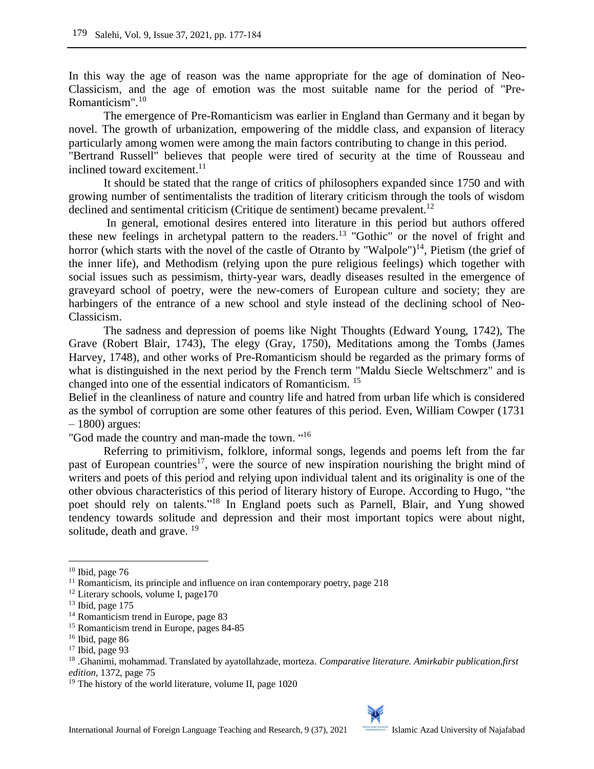In this way the age of reason was the name appropriate for the age of domination of Neo-Classicism, and the age of emotion was the most suitable name for the period of "Pre-Romanticism".[10]

The emergence of Pre-Romanticism was earlier in England than Germany and it began by novel. The growth of urbanization, empowering of the middle class, and expansion of literacy particularly among women were among the main factors contributing to change in this period. "Bertrand Russell" believes that people were tired of security at the time of Rousseau and inclined toward excitement.[11]

It should be stated that the range of critics of philosophers expanded since 1750 and with growing number of sentimentalists the tradition of literary criticism through the tools of wisdom declined and sentimental criticism (Critique de sentiment) became prevalent.[12]

In general, emotional desires entered into literature in this period but authors offered these new feelings in archetypal pattern to the readers.[13] "Gothic" or the novel of fright and horror (which starts with the novel of the castle of Otranto by "Walpole")[14], Pietism (the grief of the inner life), and Methodism (relying upon the pure religious feelings) which together with social issues such as pessimism, thirty-year wars, deadly diseases resulted in the emergence of graveyard school of poetry, were the new-comers of European culture and society; they are harbingers of the entrance of a new school and style instead of the declining school of Neo-Classicism.

The sadness and depression of poems like Night Thoughts (Edward Young, 1742), The Grave (Robert Blair, 1743), The elegy (Gray, 1750), Meditations among the Tombs (James Harvey, 1748), and other works of Pre-Romanticism should be regarded as the primary forms of what is distinguished in the next period by the French term "Maldu Siecle Weltschmerz" and is changed into one of the essential indicators of Romanticism.[15]

Belief in the cleanliness of nature and country life and hatred from urban life which is considered as the symbol of corruption are some other features of this period. Even, William Cowper (1731 – 1800) argues:

"God made the country and man-made the town. "[16]

Referring to primitivism, folklore, informal songs, legends and poems left from the far past of European countries[17], were the source of new inspiration nourishing the bright mind of writers and poets of this period and relying upon individual talent and its originality is one of the other obvious characteristics of this period of literary history of Europe. According to Hugo, "the poet should rely on talents."[18] In England poets such as Parnell, Blair, and Yung showed tendency towards solitude and depression and their most important topics were about night, solitude, death and grave.[19]

---

[10] Ibid, page 76

[11] Romanticism, its principle and influence on iran contemporary poetry, page 218

[12] Literary schools, volume I, page170

[13] Ibid, page 175

[14] Romanticism trend in Europe, page 83

[15] Romanticism trend in Europe, pages 84-85

[16] Ibid, page 86

[17] Ibid, page 93

[18] .Ghanimi, mohammad. Translated by ayatollahzade, morteza. *Comparative literature. Amirkabir publication,first edition,* 1372, page 75

[19] The history of the world literature, volume II, page 1020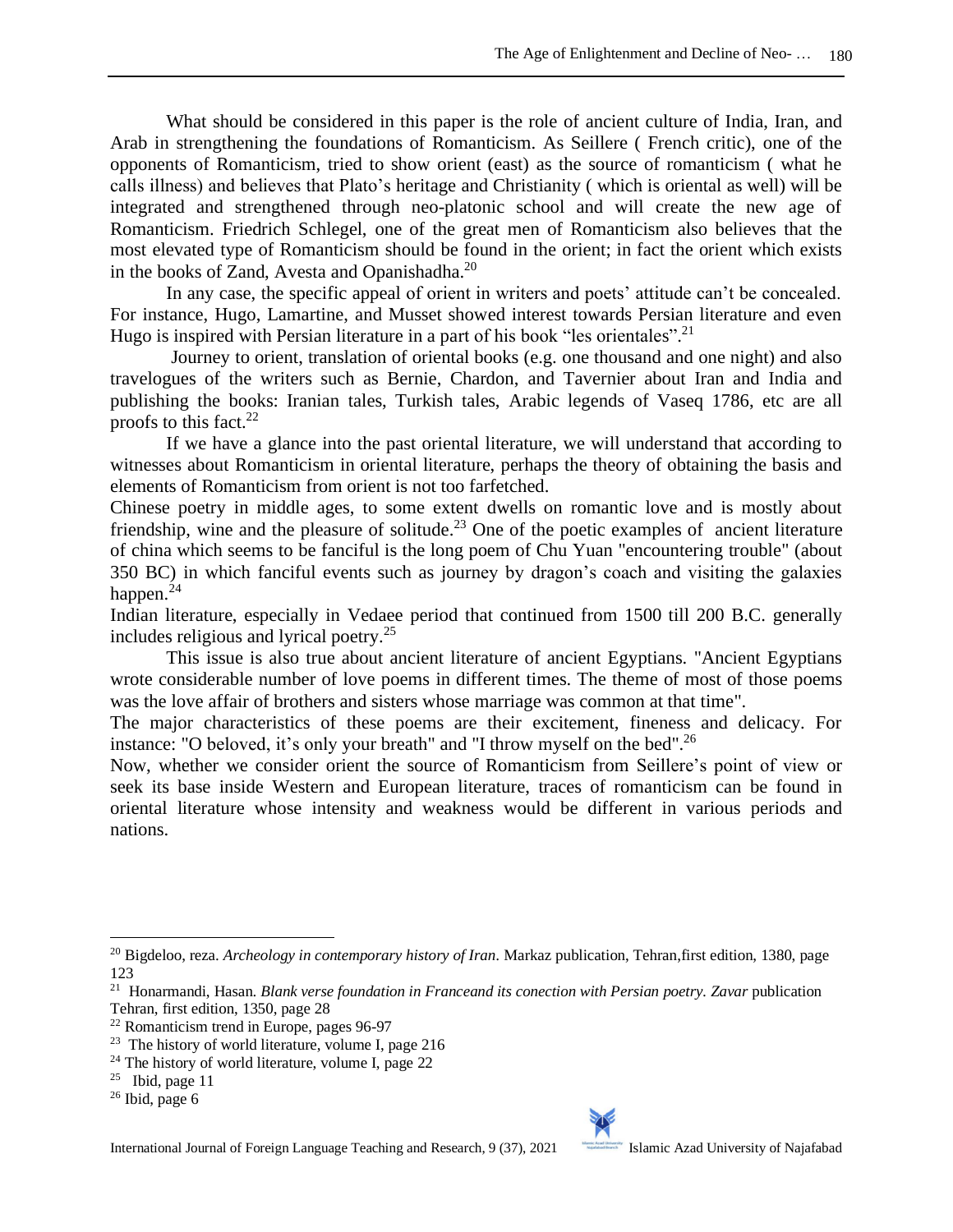What should be considered in this paper is the role of ancient culture of India, Iran, and Arab in strengthening the foundations of Romanticism. As Seillere ( French critic), one of the opponents of Romanticism, tried to show orient (east) as the source of romanticism ( what he calls illness) and believes that Plato's heritage and Christianity ( which is oriental as well) will be integrated and strengthened through neo-platonic school and will create the new age of Romanticism. Friedrich Schlegel, one of the great men of Romanticism also believes that the most elevated type of Romanticism should be found in the orient; in fact the orient which exists in the books of Zand, Avesta and Opanishadha.[20]

In any case, the specific appeal of orient in writers and poets' attitude can't be concealed. For instance, Hugo, Lamartine, and Musset showed interest towards Persian literature and even Hugo is inspired with Persian literature in a part of his book "les orientales".[21]

Journey to orient, translation of oriental books (e.g. one thousand and one night) and also travelogues of the writers such as Bernie, Chardon, and Tavernier about Iran and India and publishing the books: Iranian tales, Turkish tales, Arabic legends of Vaseq 1786, etc are all proofs to this fact.[22]

If we have a glance into the past oriental literature, we will understand that according to witnesses about Romanticism in oriental literature, perhaps the theory of obtaining the basis and elements of Romanticism from orient is not too farfetched.

Chinese poetry in middle ages, to some extent dwells on romantic love and is mostly about friendship, wine and the pleasure of solitude.[23] One of the poetic examples of ancient literature of china which seems to be fanciful is the long poem of Chu Yuan "encountering trouble" (about 350 BC) in which fanciful events such as journey by dragon's coach and visiting the galaxies happen.[24]

Indian literature, especially in Vedaee period that continued from 1500 till 200 B.C. generally includes religious and lyrical poetry.[25]

This issue is also true about ancient literature of ancient Egyptians. "Ancient Egyptians wrote considerable number of love poems in different times. The theme of most of those poems was the love affair of brothers and sisters whose marriage was common at that time".

The major characteristics of these poems are their excitement, fineness and delicacy. For instance: "O beloved, it's only your breath" and "I throw myself on the bed".[26]

Now, whether we consider orient the source of Romanticism from Seillere's point of view or seek its base inside Western and European literature, traces of romanticism can be found in oriental literature whose intensity and weakness would be different in various periods and nations.

---

[20] Bigdeloo, reza. *Archeology in contemporary history of Iran*. Markaz publication, Tehran,first edition, 1380, page 123

[21] Honarmandi, Hasan. *Blank verse foundation in Franceand its conection with Persian poetry. Zavar* publication Tehran, first edition, 1350, page 28

[22] Romanticism trend in Europe, pages 96-97

[23] The history of world literature, volume I, page 216

[24] The history of world literature, volume I, page 22

[25] Ibid, page 11

[26] Ibid, page 6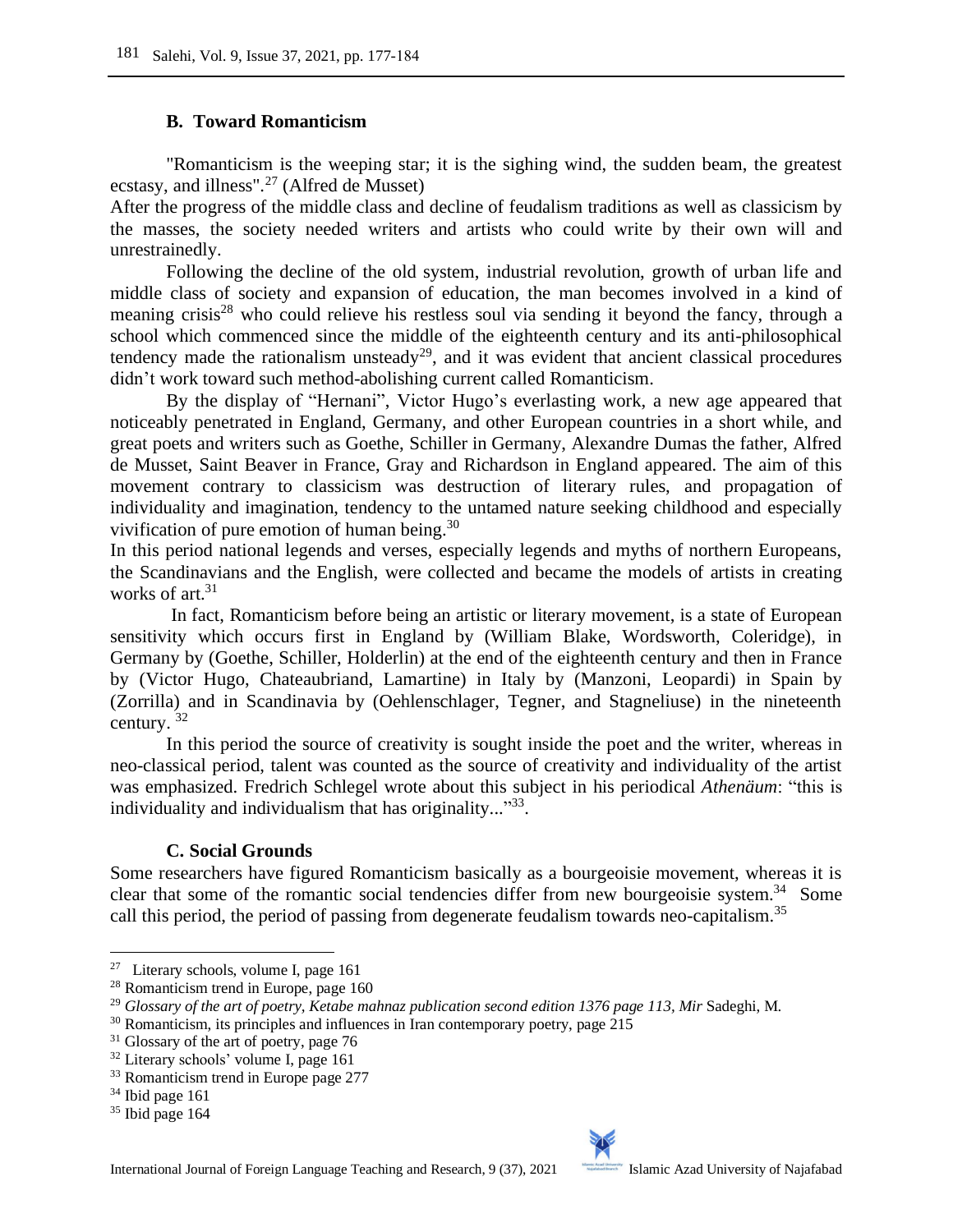### B. Toward Romanticism

"Romanticism is the weeping star; it is the sighing wind, the sudden beam, the greatest ecstasy, and illness".[27] (Alfred de Musset)

After the progress of the middle class and decline of feudalism traditions as well as classicism by the masses, the society needed writers and artists who could write by their own will and unrestrainedly.

Following the decline of the old system, industrial revolution, growth of urban life and middle class of society and expansion of education, the man becomes involved in a kind of meaning crisis[28] who could relieve his restless soul via sending it beyond the fancy, through a school which commenced since the middle of the eighteenth century and its anti-philosophical tendency made the rationalism unsteady[29], and it was evident that ancient classical procedures didn't work toward such method-abolishing current called Romanticism.

By the display of "Hernani", Victor Hugo's everlasting work, a new age appeared that noticeably penetrated in England, Germany, and other European countries in a short while, and great poets and writers such as Goethe, Schiller in Germany, Alexandre Dumas the father, Alfred de Musset, Saint Beaver in France, Gray and Richardson in England appeared. The aim of this movement contrary to classicism was destruction of literary rules, and propagation of individuality and imagination, tendency to the untamed nature seeking childhood and especially vivification of pure emotion of human being.[30]

In this period national legends and verses, especially legends and myths of northern Europeans, the Scandinavians and the English, were collected and became the models of artists in creating works of art.[31]

In fact, Romanticism before being an artistic or literary movement, is a state of European sensitivity which occurs first in England by (William Blake, Wordsworth, Coleridge), in Germany by (Goethe, Schiller, Holderlin) at the end of the eighteenth century and then in France by (Victor Hugo, Chateaubriand, Lamartine) in Italy by (Manzoni, Leopardi) in Spain by (Zorrilla) and in Scandinavia by (Oehlenschlager, Tegner, and Stagneliuse) in the nineteenth century. [32]

In this period the source of creativity is sought inside the poet and the writer, whereas in neo-classical period, talent was counted as the source of creativity and individuality of the artist was emphasized. Fredrich Schlegel wrote about this subject in his periodical *Athenäum*: "this is individuality and individualism that has originality..."[33].

### C. Social Grounds

Some researchers have figured Romanticism basically as a bourgeoisie movement, whereas it is clear that some of the romantic social tendencies differ from new bourgeoisie system.[34] Some call this period, the period of passing from degenerate feudalism towards neo-capitalism.[35]

---

[27] Literary schools, volume I, page 161

[28] Romanticism trend in Europe, page 160

[29] *Glossary of the art of poetry, Ketabe mahnaz publication second edition 1376 page 113, Mir* Sadeghi, M.

[30] Romanticism, its principles and influences in Iran contemporary poetry, page 215

[31] Glossary of the art of poetry, page 76

[32] Literary schools' volume I, page 161

[33] Romanticism trend in Europe page 277

[34] Ibid page 161

[35] Ibid page 164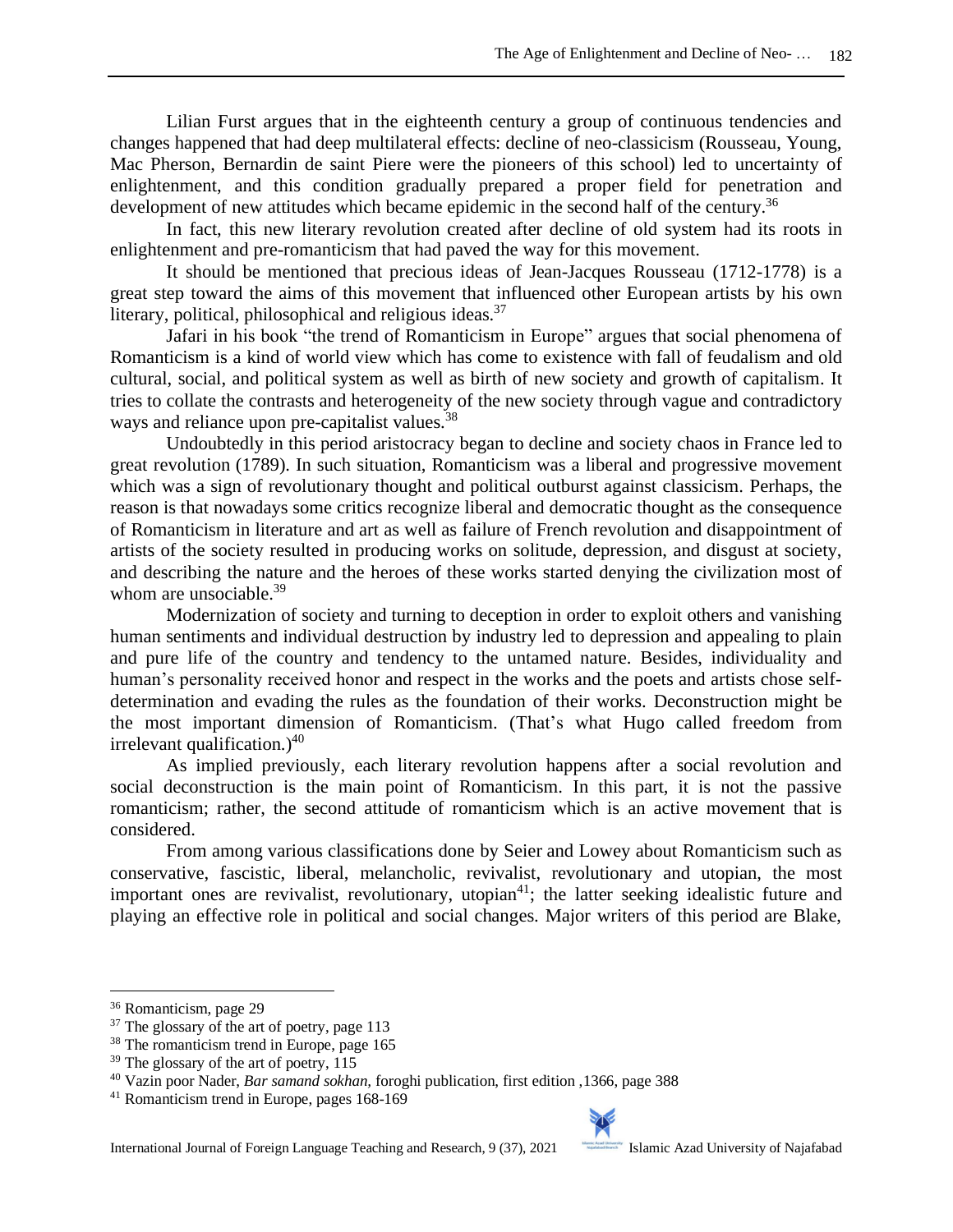Lilian Furst argues that in the eighteenth century a group of continuous tendencies and changes happened that had deep multilateral effects: decline of neo-classicism (Rousseau, Young, Mac Pherson, Bernardin de saint Piere were the pioneers of this school) led to uncertainty of enlightenment, and this condition gradually prepared a proper field for penetration and development of new attitudes which became epidemic in the second half of the century.[36]

In fact, this new literary revolution created after decline of old system had its roots in enlightenment and pre-romanticism that had paved the way for this movement.

It should be mentioned that precious ideas of Jean-Jacques Rousseau (1712-1778) is a great step toward the aims of this movement that influenced other European artists by his own literary, political, philosophical and religious ideas.[37]

Jafari in his book "the trend of Romanticism in Europe" argues that social phenomena of Romanticism is a kind of world view which has come to existence with fall of feudalism and old cultural, social, and political system as well as birth of new society and growth of capitalism. It tries to collate the contrasts and heterogeneity of the new society through vague and contradictory ways and reliance upon pre-capitalist values.[38]

Undoubtedly in this period aristocracy began to decline and society chaos in France led to great revolution (1789). In such situation, Romanticism was a liberal and progressive movement which was a sign of revolutionary thought and political outburst against classicism. Perhaps, the reason is that nowadays some critics recognize liberal and democratic thought as the consequence of Romanticism in literature and art as well as failure of French revolution and disappointment of artists of the society resulted in producing works on solitude, depression, and disgust at society, and describing the nature and the heroes of these works started denying the civilization most of whom are unsociable.[39]

Modernization of society and turning to deception in order to exploit others and vanishing human sentiments and individual destruction by industry led to depression and appealing to plain and pure life of the country and tendency to the untamed nature. Besides, individuality and human's personality received honor and respect in the works and the poets and artists chose self-determination and evading the rules as the foundation of their works. Deconstruction might be the most important dimension of Romanticism. (That's what Hugo called freedom from irrelevant qualification.)[40]

As implied previously, each literary revolution happens after a social revolution and social deconstruction is the main point of Romanticism. In this part, it is not the passive romanticism; rather, the second attitude of romanticism which is an active movement that is considered.

From among various classifications done by Seier and Lowey about Romanticism such as conservative, fascistic, liberal, melancholic, revivalist, revolutionary and utopian, the most important ones are revivalist, revolutionary, utopian[41]; the latter seeking idealistic future and playing an effective role in political and social changes. Major writers of this period are Blake,

---

[36] Romanticism, page 29

[37] The glossary of the art of poetry, page 113

[38] The romanticism trend in Europe, page 165

[39] The glossary of the art of poetry, 115

[40] Vazin poor Nader, *Bar samand sokhan*, foroghi publication, first edition ,1366, page 388

[41] Romanticism trend in Europe, pages 168-169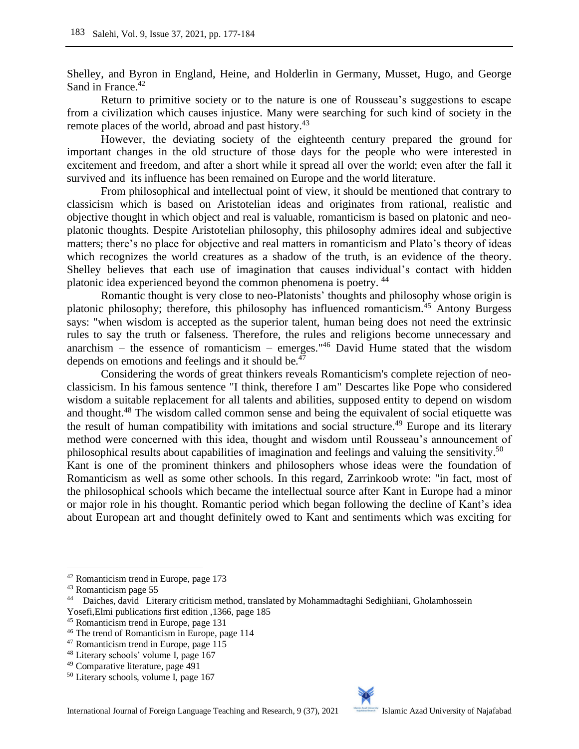Shelley, and Byron in England, Heine, and Holderlin in Germany, Musset, Hugo, and George Sand in France.[42]

Return to primitive society or to the nature is one of Rousseau's suggestions to escape from a civilization which causes injustice. Many were searching for such kind of society in the remote places of the world, abroad and past history.[43]

However, the deviating society of the eighteenth century prepared the ground for important changes in the old structure of those days for the people who were interested in excitement and freedom, and after a short while it spread all over the world; even after the fall it survived and its influence has been remained on Europe and the world literature.

From philosophical and intellectual point of view, it should be mentioned that contrary to classicism which is based on Aristotelian ideas and originates from rational, realistic and objective thought in which object and real is valuable, romanticism is based on platonic and neo-platonic thoughts. Despite Aristotelian philosophy, this philosophy admires ideal and subjective matters; there's no place for objective and real matters in romanticism and Plato's theory of ideas which recognizes the world creatures as a shadow of the truth, is an evidence of the theory. Shelley believes that each use of imagination that causes individual's contact with hidden platonic idea experienced beyond the common phenomena is poetry. [44]

Romantic thought is very close to neo-Platonists' thoughts and philosophy whose origin is platonic philosophy; therefore, this philosophy has influenced romanticism.[45] Antony Burgess says: "when wisdom is accepted as the superior talent, human being does not need the extrinsic rules to say the truth or falseness. Therefore, the rules and religions become unnecessary and anarchism – the essence of romanticism – emerges."[46] David Hume stated that the wisdom depends on emotions and feelings and it should be.[47]

Considering the words of great thinkers reveals Romanticism's complete rejection of neo-classicism. In his famous sentence "I think, therefore I am" Descartes like Pope who considered wisdom a suitable replacement for all talents and abilities, supposed entity to depend on wisdom and thought.[48] The wisdom called common sense and being the equivalent of social etiquette was the result of human compatibility with imitations and social structure.[49] Europe and its literary method were concerned with this idea, thought and wisdom until Rousseau's announcement of philosophical results about capabilities of imagination and feelings and valuing the sensitivity.[50]

Kant is one of the prominent thinkers and philosophers whose ideas were the foundation of Romanticism as well as some other schools. In this regard, Zarrinkoob wrote: "in fact, most of the philosophical schools which became the intellectual source after Kant in Europe had a minor or major role in his thought. Romantic period which began following the decline of Kant's idea about European art and thought definitely owed to Kant and sentiments which was exciting for

---

[42] Romanticism trend in Europe, page 173

[43] Romanticism page 55

[44] Daiches, david Literary criticism method, translated by Mohammadtaghi Sedighiiani, Gholamhossein Yosefi,Elmi publications first edition ,1366, page 185

[45] Romanticism trend in Europe, page 131

[46] The trend of Romanticism in Europe, page 114

[47] Romanticism trend in Europe, page 115

[48] Literary schools' volume I, page 167

[49] Comparative literature, page 491

[50] Literary schools, volume I, page 167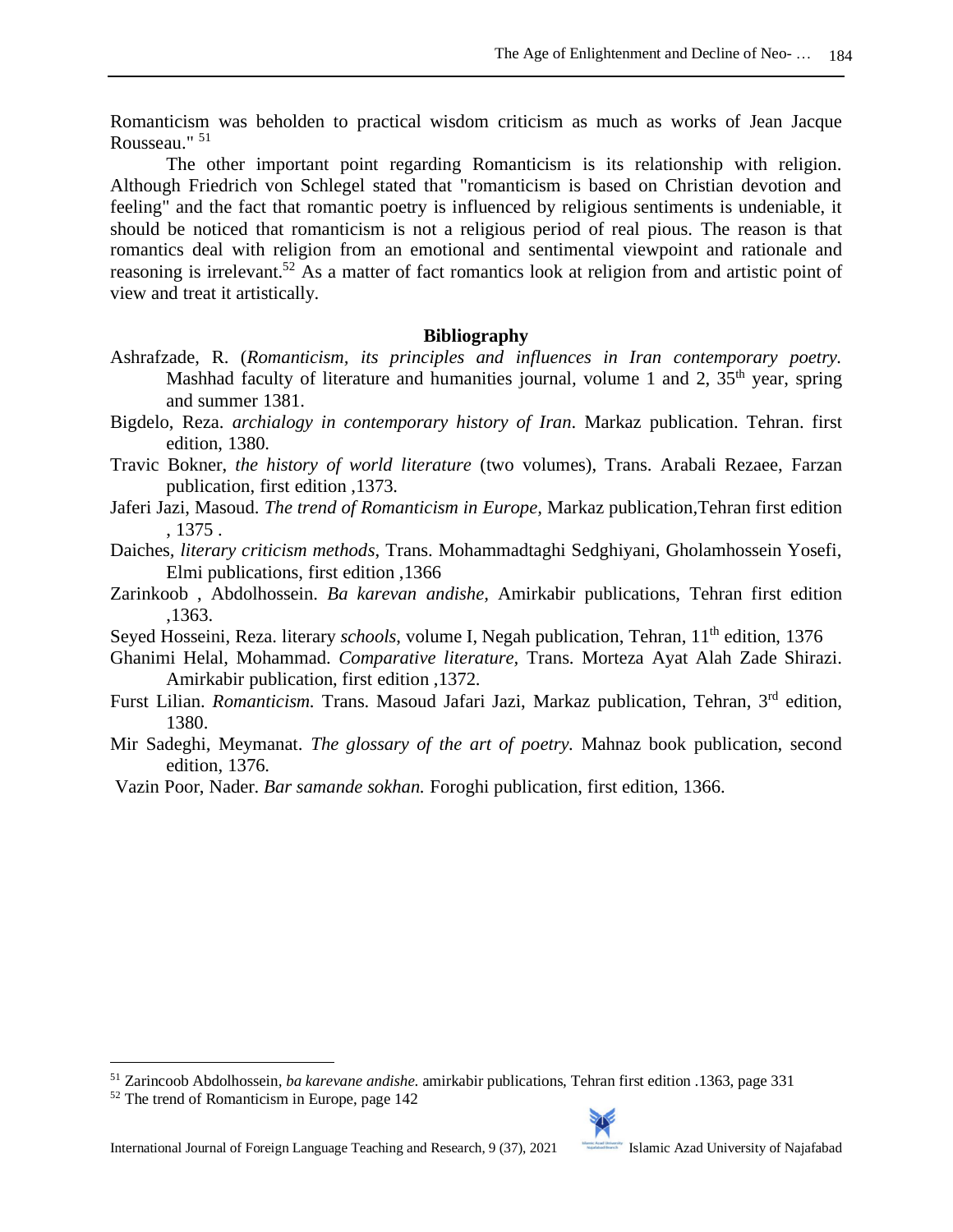Romanticism was beholden to practical wisdom criticism as much as works of Jean Jacque Rousseau." [51]

The other important point regarding Romanticism is its relationship with religion. Although Friedrich von Schlegel stated that "romanticism is based on Christian devotion and feeling" and the fact that romantic poetry is influenced by religious sentiments is undeniable, it should be noticed that romanticism is not a religious period of real pious. The reason is that romantics deal with religion from an emotional and sentimental viewpoint and rationale and reasoning is irrelevant.[52] As a matter of fact romantics look at religion from and artistic point of view and treat it artistically.

## Bibliography

Ashrafzade, R. (*Romanticism, its principles and influences in Iran contemporary poetry.* Mashhad faculty of literature and humanities journal, volume 1 and 2, 35th year, spring and summer 1381.

Bigdelo, Reza. *archialogy in contemporary history of Iran*. Markaz publication. Tehran. first edition, 1380.

Travic Bokner, *the history of world literature* (two volumes), Trans. Arabali Rezaee, Farzan publication, first edition ,1373.

Jaferi Jazi, Masoud. *The trend of Romanticism in Europe*, Markaz publication,Tehran first edition , 1375 .

Daiches, *literary criticism methods*, Trans. Mohammadtaghi Sedghiyani, Gholamhossein Yosefi, Elmi publications, first edition ,1366

Zarinkoob , Abdolhossein. *Ba karevan andishe,* Amirkabir publications, Tehran first edition ,1363.

Seyed Hosseini, Reza. literary *schools*, volume I, Negah publication, Tehran, 11th edition, 1376

Ghanimi Helal, Mohammad. *Comparative literature,* Trans. Morteza Ayat Alah Zade Shirazi. Amirkabir publication, first edition ,1372.

Furst Lilian. *Romanticism.* Trans. Masoud Jafari Jazi, Markaz publication, Tehran, 3rd edition, 1380.

Mir Sadeghi, Meymanat. *The glossary of the art of poetry.* Mahnaz book publication, second edition, 1376.

Vazin Poor, Nader. *Bar samande sokhan.* Foroghi publication, first edition, 1366.

---

[51] Zarincoob Abdolhossein, *ba karevane andishe.* amirkabir publications, Tehran first edition .1363, page 331

[52] The trend of Romanticism in Europe, page 142